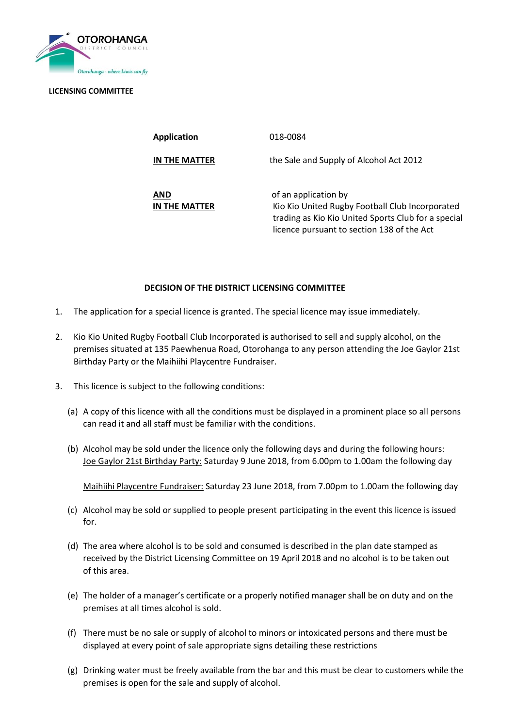OTOROHANGA DISTRICT COUNCIL

*Otorohanga - where kiwis can fly*

**LICENSING COMMITTEE**

| | |
|---|---|
| **Application** | 018-0084 |
| **IN THE MATTER** | the Sale and Supply of Alcohol Act 2012 |
| **AND IN THE MATTER** | of an application by Kio Kio United Rugby Football Club Incorporated trading as Kio Kio United Sports Club for a special licence pursuant to section 138 of the Act |

**DECISION OF THE DISTRICT LICENSING COMMITTEE**

1. The application for a special licence is granted. The special licence may issue immediately.

2. Kio Kio United Rugby Football Club Incorporated is authorised to sell and supply alcohol, on the premises situated at 135 Paewhenua Road, Otorohanga to any person attending the Joe Gaylor 21st Birthday Party or the Maihiihi Playcentre Fundraiser.

3. This licence is subject to the following conditions:

   (a) A copy of this licence with all the conditions must be displayed in a prominent place so all persons can read it and all staff must be familiar with the conditions.

   (b) Alcohol may be sold under the licence only the following days and during the following hours:
   <u>Joe Gaylor 21st Birthday Party:</u> Saturday 9 June 2018, from 6.00pm to 1.00am the following day

   <u>Maihiihi Playcentre Fundraiser:</u> Saturday 23 June 2018, from 7.00pm to 1.00am the following day

   (c) Alcohol may be sold or supplied to people present participating in the event this licence is issued for.

   (d) The area where alcohol is to be sold and consumed is described in the plan date stamped as received by the District Licensing Committee on 19 April 2018 and no alcohol is to be taken out of this area.

   (e) The holder of a manager's certificate or a properly notified manager shall be on duty and on the premises at all times alcohol is sold.

   (f) There must be no sale or supply of alcohol to minors or intoxicated persons and there must be displayed at every point of sale appropriate signs detailing these restrictions

   (g) Drinking water must be freely available from the bar and this must be clear to customers while the premises is open for the sale and supply of alcohol.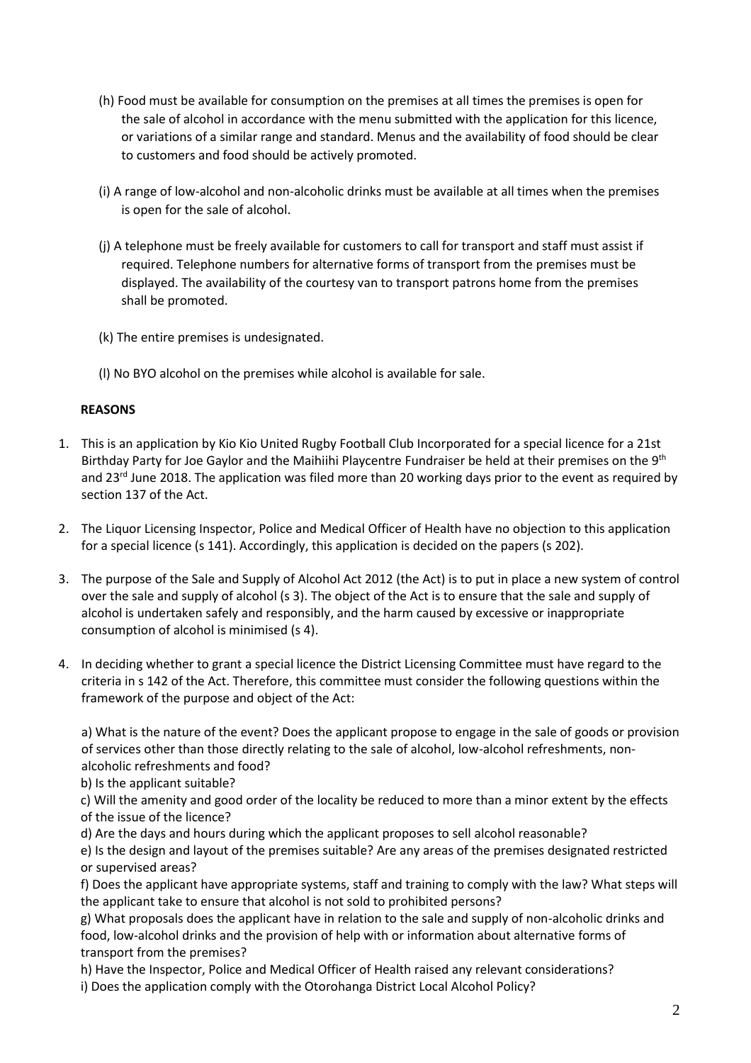(h) Food must be available for consumption on the premises at all times the premises is open for the sale of alcohol in accordance with the menu submitted with the application for this licence, or variations of a similar range and standard. Menus and the availability of food should be clear to customers and food should be actively promoted.

(i) A range of low-alcohol and non-alcoholic drinks must be available at all times when the premises is open for the sale of alcohol.

(j) A telephone must be freely available for customers to call for transport and staff must assist if required. Telephone numbers for alternative forms of transport from the premises must be displayed. The availability of the courtesy van to transport patrons home from the premises shall be promoted.

(k) The entire premises is undesignated.

(l) No BYO alcohol on the premises while alcohol is available for sale.

**REASONS**

1. This is an application by Kio Kio United Rugby Football Club Incorporated for a special licence for a 21st Birthday Party for Joe Gaylor and the Maihiihi Playcentre Fundraiser be held at their premises on the 9th and 23rd June 2018. The application was filed more than 20 working days prior to the event as required by section 137 of the Act.

2. The Liquor Licensing Inspector, Police and Medical Officer of Health have no objection to this application for a special licence (s 141). Accordingly, this application is decided on the papers (s 202).

3. The purpose of the Sale and Supply of Alcohol Act 2012 (the Act) is to put in place a new system of control over the sale and supply of alcohol (s 3). The object of the Act is to ensure that the sale and supply of alcohol is undertaken safely and responsibly, and the harm caused by excessive or inappropriate consumption of alcohol is minimised (s 4).

4. In deciding whether to grant a special licence the District Licensing Committee must have regard to the criteria in s 142 of the Act. Therefore, this committee must consider the following questions within the framework of the purpose and object of the Act:

   a) What is the nature of the event? Does the applicant propose to engage in the sale of goods or provision of services other than those directly relating to the sale of alcohol, low-alcohol refreshments, non-alcoholic refreshments and food?
   b) Is the applicant suitable?
   c) Will the amenity and good order of the locality be reduced to more than a minor extent by the effects of the issue of the licence?
   d) Are the days and hours during which the applicant proposes to sell alcohol reasonable?
   e) Is the design and layout of the premises suitable? Are any areas of the premises designated restricted or supervised areas?
   f) Does the applicant have appropriate systems, staff and training to comply with the law? What steps will the applicant take to ensure that alcohol is not sold to prohibited persons?
   g) What proposals does the applicant have in relation to the sale and supply of non-alcoholic drinks and food, low-alcohol drinks and the provision of help with or information about alternative forms of transport from the premises?
   h) Have the Inspector, Police and Medical Officer of Health raised any relevant considerations?
   i) Does the application comply with the Otorohanga District Local Alcohol Policy?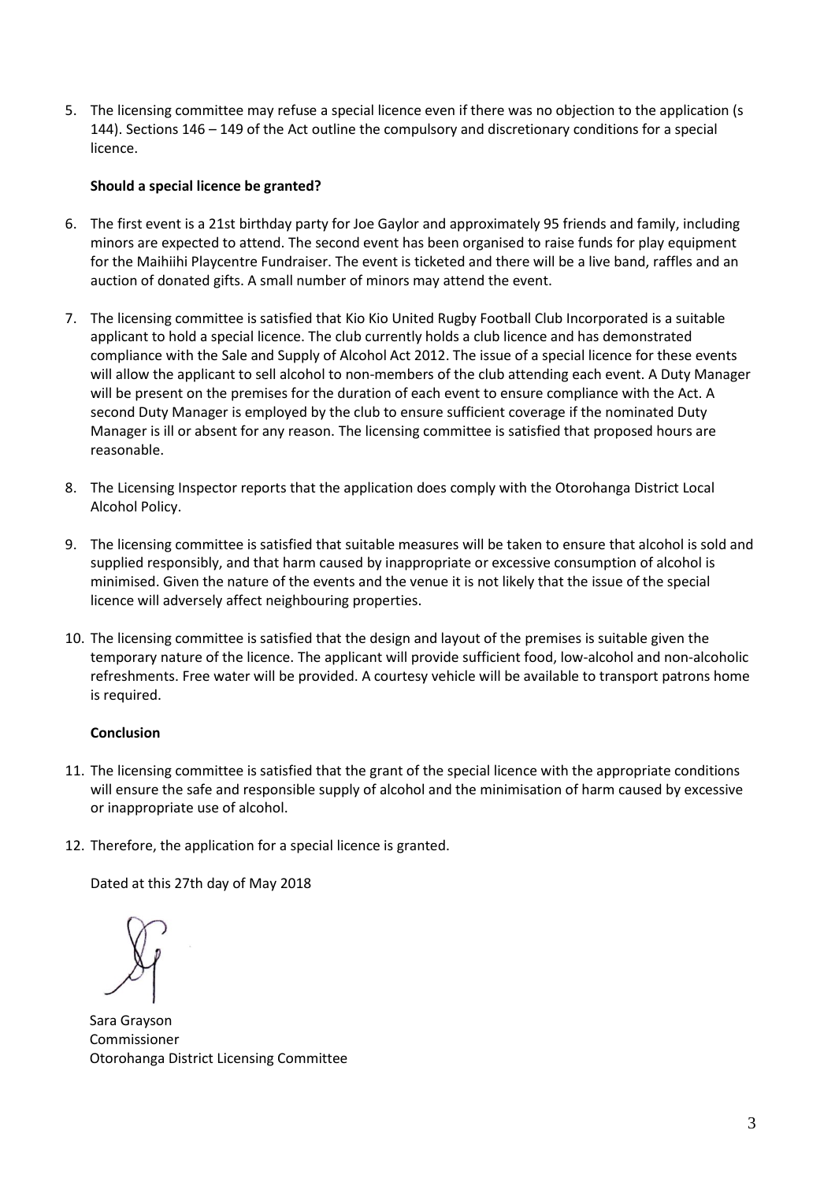5. The licensing committee may refuse a special licence even if there was no objection to the application (s 144). Sections 146 – 149 of the Act outline the compulsory and discretionary conditions for a special licence.

**Should a special licence be granted?**

6. The first event is a 21st birthday party for Joe Gaylor and approximately 95 friends and family, including minors are expected to attend. The second event has been organised to raise funds for play equipment for the Maihiihi Playcentre Fundraiser. The event is ticketed and there will be a live band, raffles and an auction of donated gifts. A small number of minors may attend the event.

7. The licensing committee is satisfied that Kio Kio United Rugby Football Club Incorporated is a suitable applicant to hold a special licence. The club currently holds a club licence and has demonstrated compliance with the Sale and Supply of Alcohol Act 2012. The issue of a special licence for these events will allow the applicant to sell alcohol to non-members of the club attending each event. A Duty Manager will be present on the premises for the duration of each event to ensure compliance with the Act. A second Duty Manager is employed by the club to ensure sufficient coverage if the nominated Duty Manager is ill or absent for any reason. The licensing committee is satisfied that proposed hours are reasonable.

8. The Licensing Inspector reports that the application does comply with the Otorohanga District Local Alcohol Policy.

9. The licensing committee is satisfied that suitable measures will be taken to ensure that alcohol is sold and supplied responsibly, and that harm caused by inappropriate or excessive consumption of alcohol is minimised. Given the nature of the events and the venue it is not likely that the issue of the special licence will adversely affect neighbouring properties.

10. The licensing committee is satisfied that the design and layout of the premises is suitable given the temporary nature of the licence. The applicant will provide sufficient food, low-alcohol and non-alcoholic refreshments. Free water will be provided. A courtesy vehicle will be available to transport patrons home is required.

**Conclusion**

11. The licensing committee is satisfied that the grant of the special licence with the appropriate conditions will ensure the safe and responsible supply of alcohol and the minimisation of harm caused by excessive or inappropriate use of alcohol.

12. Therefore, the application for a special licence is granted.

Dated at this 27th day of May 2018

Sara Grayson
Commissioner
Otorohanga District Licensing Committee